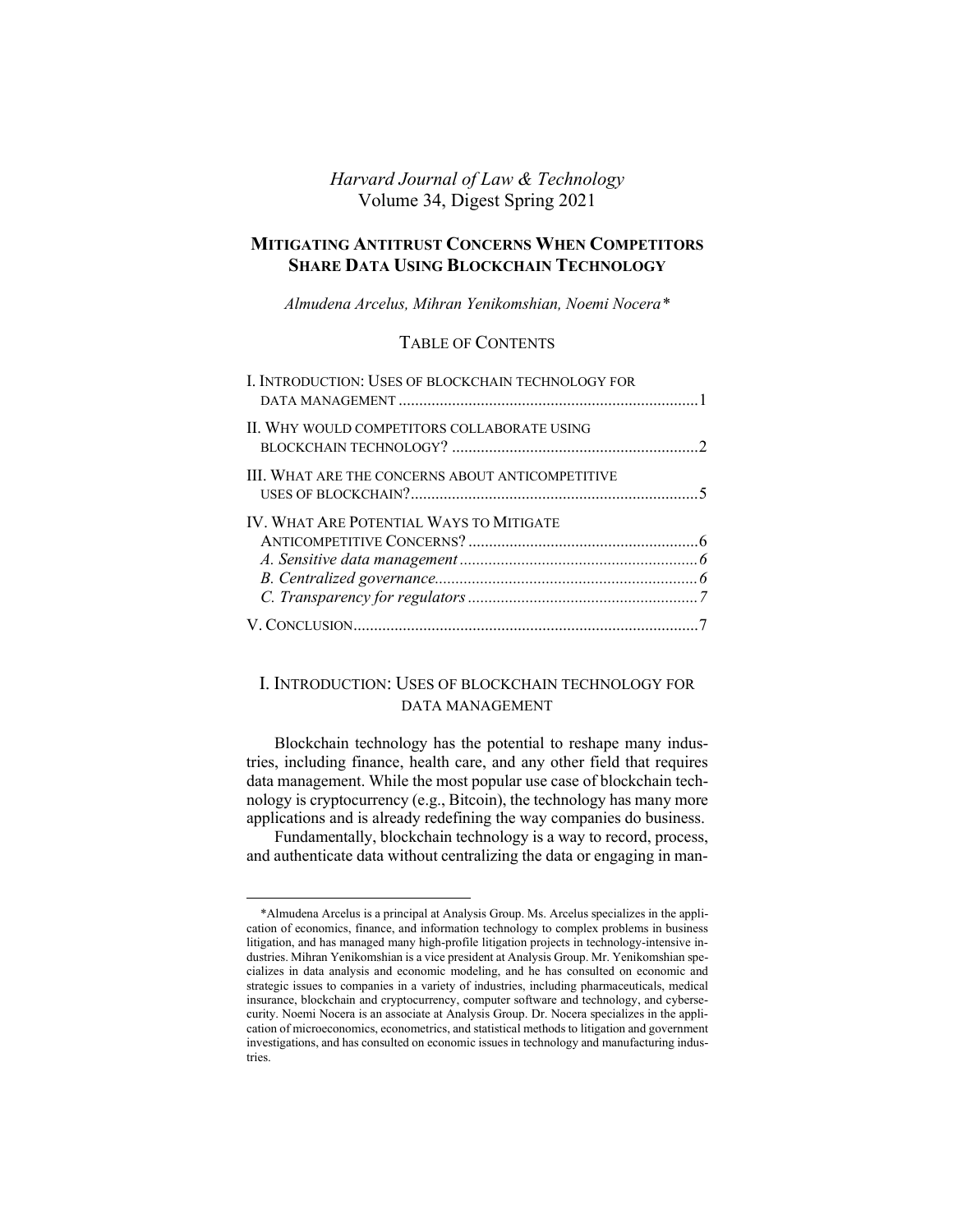*Harvard Journal of Law & Technology*
Volume 34, Digest Spring 2021

# MITIGATING ANTITRUST CONCERNS WHEN COMPETITORS SHARE DATA USING BLOCKCHAIN TECHNOLOGY

*Almudena Arcelus, Mihran Yenikomshian, Noemi Nocera\**

## TABLE OF CONTENTS

I. INTRODUCTION: USES OF BLOCKCHAIN TECHNOLOGY FOR DATA MANAGEMENT ........ 1

II. WHY WOULD COMPETITORS COLLABORATE USING BLOCKCHAIN TECHNOLOGY? ........ 2

III. WHAT ARE THE CONCERNS ABOUT ANTICOMPETITIVE USES OF BLOCKCHAIN? ........ 5

IV. WHAT ARE POTENTIAL WAYS TO MITIGATE ANTICOMPETITIVE CONCERNS? ........ 6
- *A. Sensitive data management* ........ 6
- *B. Centralized governance* ........ 6
- *C. Transparency for regulators* ........ 7

V. CONCLUSION ........ 7

## I. INTRODUCTION: USES OF BLOCKCHAIN TECHNOLOGY FOR DATA MANAGEMENT

Blockchain technology has the potential to reshape many industries, including finance, health care, and any other field that requires data management. While the most popular use case of blockchain technology is cryptocurrency (e.g., Bitcoin), the technology has many more applications and is already redefining the way companies do business.

Fundamentally, blockchain technology is a way to record, process, and authenticate data without centralizing the data or engaging in man-

\*Almudena Arcelus is a principal at Analysis Group. Ms. Arcelus specializes in the application of economics, finance, and information technology to complex problems in business litigation, and has managed many high-profile litigation projects in technology-intensive industries. Mihran Yenikomshian is a vice president at Analysis Group. Mr. Yenikomshian specializes in data analysis and economic modeling, and he has consulted on economic and strategic issues to companies in a variety of industries, including pharmaceuticals, medical insurance, blockchain and cryptocurrency, computer software and technology, and cybersecurity. Noemi Nocera is an associate at Analysis Group. Dr. Nocera specializes in the application of microeconomics, econometrics, and statistical methods to litigation and government investigations, and has consulted on economic issues in technology and manufacturing industries.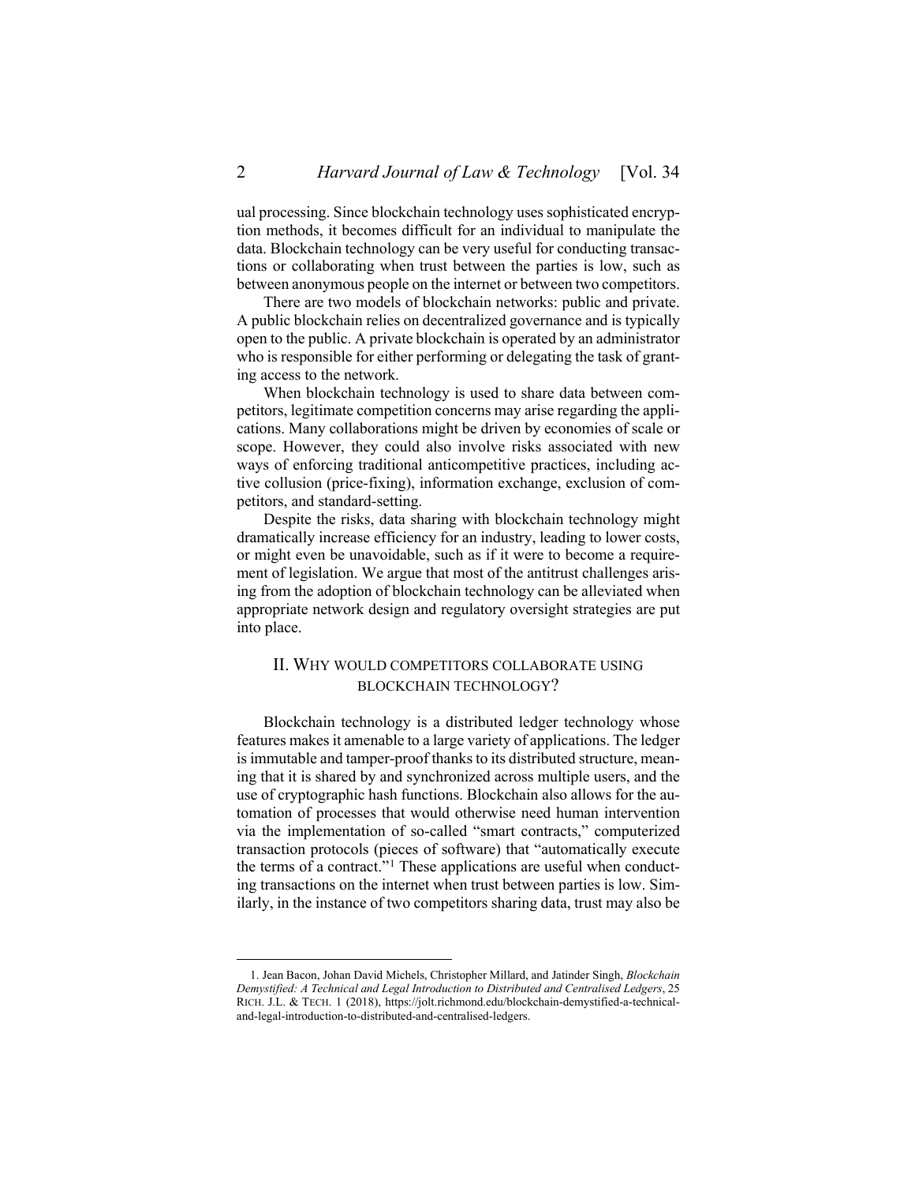ual processing. Since blockchain technology uses sophisticated encryption methods, it becomes difficult for an individual to manipulate the data. Blockchain technology can be very useful for conducting transactions or collaborating when trust between the parties is low, such as between anonymous people on the internet or between two competitors.

There are two models of blockchain networks: public and private. A public blockchain relies on decentralized governance and is typically open to the public. A private blockchain is operated by an administrator who is responsible for either performing or delegating the task of granting access to the network.

When blockchain technology is used to share data between competitors, legitimate competition concerns may arise regarding the applications. Many collaborations might be driven by economies of scale or scope. However, they could also involve risks associated with new ways of enforcing traditional anticompetitive practices, including active collusion (price-fixing), information exchange, exclusion of competitors, and standard-setting.

Despite the risks, data sharing with blockchain technology might dramatically increase efficiency for an industry, leading to lower costs, or might even be unavoidable, such as if it were to become a requirement of legislation. We argue that most of the antitrust challenges arising from the adoption of blockchain technology can be alleviated when appropriate network design and regulatory oversight strategies are put into place.

## II. Why Would Competitors Collaborate Using Blockchain Technology?

Blockchain technology is a distributed ledger technology whose features makes it amenable to a large variety of applications. The ledger is immutable and tamper-proof thanks to its distributed structure, meaning that it is shared by and synchronized across multiple users, and the use of cryptographic hash functions. Blockchain also allows for the automation of processes that would otherwise need human intervention via the implementation of so-called "smart contracts," computerized transaction protocols (pieces of software) that "automatically execute the terms of a contract."[1] These applications are useful when conducting transactions on the internet when trust between parties is low. Similarly, in the instance of two competitors sharing data, trust may also be

---

1. Jean Bacon, Johan David Michels, Christopher Millard, and Jatinder Singh, *Blockchain Demystified: A Technical and Legal Introduction to Distributed and Centralised Ledgers*, 25 RICH. J.L. & TECH. 1 (2018), https://jolt.richmond.edu/blockchain-demystified-a-technical-and-legal-introduction-to-distributed-and-centralised-ledgers.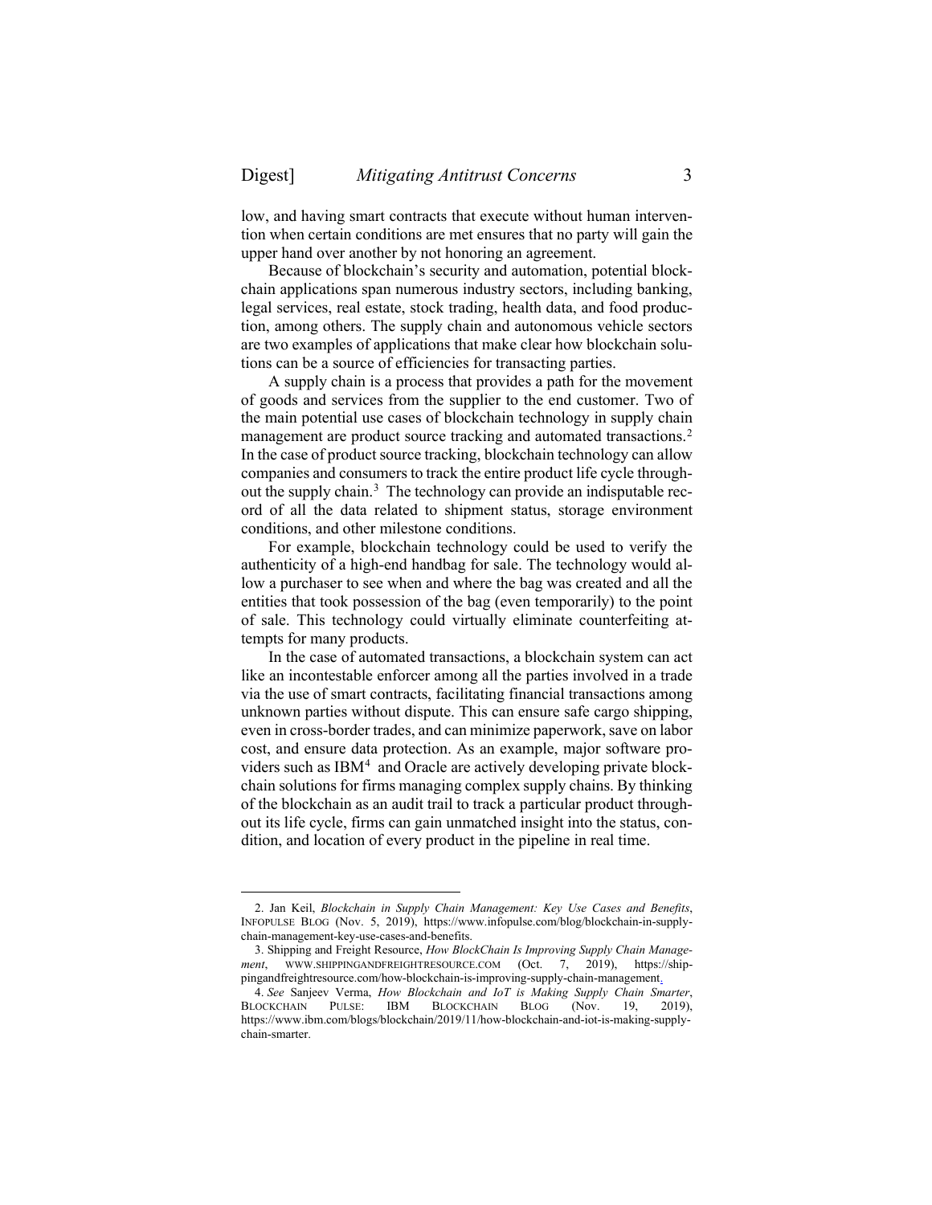low, and having smart contracts that execute without human intervention when certain conditions are met ensures that no party will gain the upper hand over another by not honoring an agreement.

Because of blockchain's security and automation, potential blockchain applications span numerous industry sectors, including banking, legal services, real estate, stock trading, health data, and food production, among others. The supply chain and autonomous vehicle sectors are two examples of applications that make clear how blockchain solutions can be a source of efficiencies for transacting parties.

A supply chain is a process that provides a path for the movement of goods and services from the supplier to the end customer. Two of the main potential use cases of blockchain technology in supply chain management are product source tracking and automated transactions.[2] In the case of product source tracking, blockchain technology can allow companies and consumers to track the entire product life cycle throughout the supply chain.[3] The technology can provide an indisputable record of all the data related to shipment status, storage environment conditions, and other milestone conditions.

For example, blockchain technology could be used to verify the authenticity of a high-end handbag for sale. The technology would allow a purchaser to see when and where the bag was created and all the entities that took possession of the bag (even temporarily) to the point of sale. This technology could virtually eliminate counterfeiting attempts for many products.

In the case of automated transactions, a blockchain system can act like an incontestable enforcer among all the parties involved in a trade via the use of smart contracts, facilitating financial transactions among unknown parties without dispute. This can ensure safe cargo shipping, even in cross-border trades, and can minimize paperwork, save on labor cost, and ensure data protection. As an example, major software providers such as IBM[4] and Oracle are actively developing private blockchain solutions for firms managing complex supply chains. By thinking of the blockchain as an audit trail to track a particular product throughout its life cycle, firms can gain unmatched insight into the status, condition, and location of every product in the pipeline in real time.

---

2. Jan Keil, *Blockchain in Supply Chain Management: Key Use Cases and Benefits*, INFOPULSE BLOG (Nov. 5, 2019), https://www.infopulse.com/blog/blockchain-in-supply-chain-management-key-use-cases-and-benefits.

3. Shipping and Freight Resource, *How BlockChain Is Improving Supply Chain Management*, WWW.SHIPPINGANDFREIGHTRESOURCE.COM (Oct. 7, 2019), https://shippingandfreightresource.com/how-blockchain-is-improving-supply-chain-management.

4. *See* Sanjeev Verma, *How Blockchain and IoT is Making Supply Chain Smarter*, BLOCKCHAIN PULSE: IBM BLOCKCHAIN BLOG (Nov. 19, 2019), https://www.ibm.com/blogs/blockchain/2019/11/how-blockchain-and-iot-is-making-supply-chain-smarter.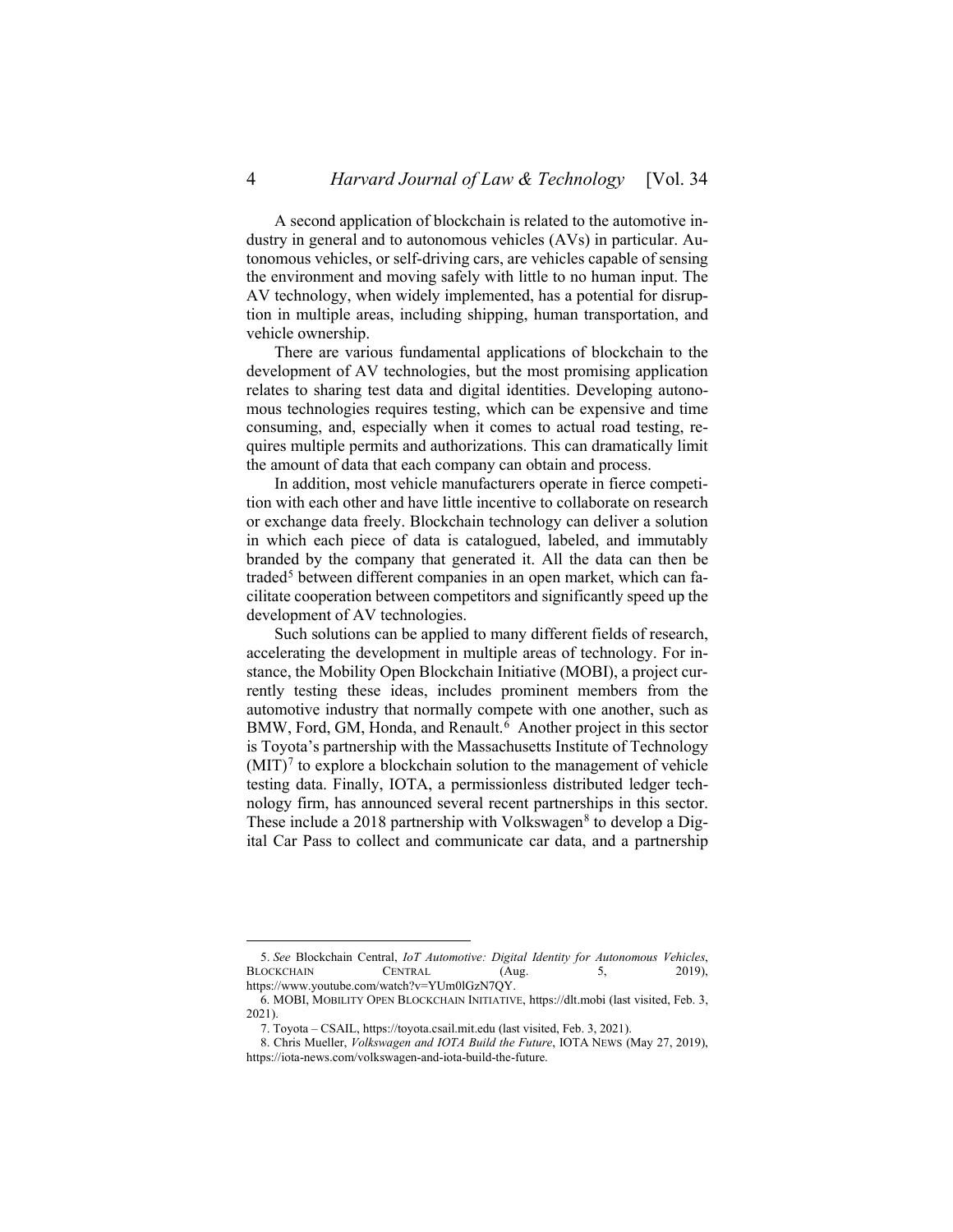A second application of blockchain is related to the automotive industry in general and to autonomous vehicles (AVs) in particular. Autonomous vehicles, or self-driving cars, are vehicles capable of sensing the environment and moving safely with little to no human input. The AV technology, when widely implemented, has a potential for disruption in multiple areas, including shipping, human transportation, and vehicle ownership.

There are various fundamental applications of blockchain to the development of AV technologies, but the most promising application relates to sharing test data and digital identities. Developing autonomous technologies requires testing, which can be expensive and time consuming, and, especially when it comes to actual road testing, requires multiple permits and authorizations. This can dramatically limit the amount of data that each company can obtain and process.

In addition, most vehicle manufacturers operate in fierce competition with each other and have little incentive to collaborate on research or exchange data freely. Blockchain technology can deliver a solution in which each piece of data is catalogued, labeled, and immutably branded by the company that generated it. All the data can then be traded[5] between different companies in an open market, which can facilitate cooperation between competitors and significantly speed up the development of AV technologies.

Such solutions can be applied to many different fields of research, accelerating the development in multiple areas of technology. For instance, the Mobility Open Blockchain Initiative (MOBI), a project currently testing these ideas, includes prominent members from the automotive industry that normally compete with one another, such as BMW, Ford, GM, Honda, and Renault.[6] Another project in this sector is Toyota's partnership with the Massachusetts Institute of Technology (MIT)[7] to explore a blockchain solution to the management of vehicle testing data. Finally, IOTA, a permissionless distributed ledger technology firm, has announced several recent partnerships in this sector. These include a 2018 partnership with Volkswagen[8] to develop a Digital Car Pass to collect and communicate car data, and a partnership

---

5. *See* Blockchain Central, *IoT Automotive: Digital Identity for Autonomous Vehicles*, BLOCKCHAIN CENTRAL (Aug. 5, 2019), https://www.youtube.com/watch?v=YUm0lGzN7QY.

6. MOBI, MOBILITY OPEN BLOCKCHAIN INITIATIVE, https://dlt.mobi (last visited, Feb. 3, 2021).

7. Toyota – CSAIL, https://toyota.csail.mit.edu (last visited, Feb. 3, 2021).

8. Chris Mueller, *Volkswagen and IOTA Build the Future*, IOTA NEWS (May 27, 2019), https://iota-news.com/volkswagen-and-iota-build-the-future.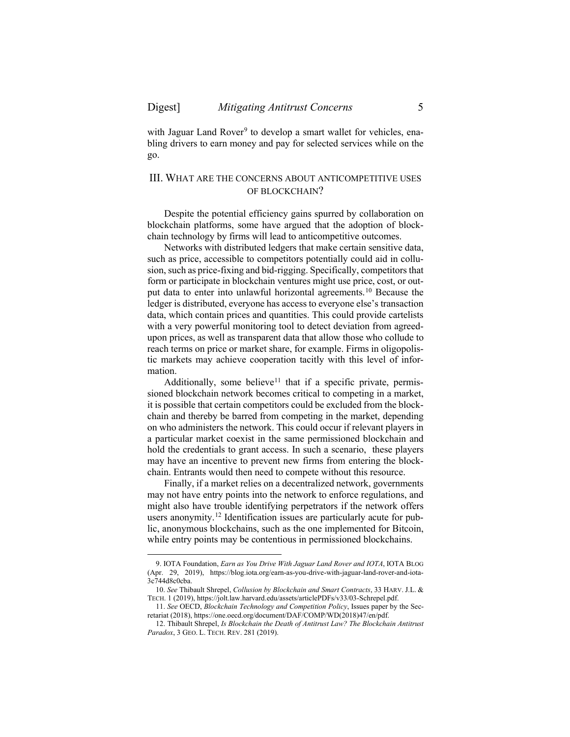with Jaguar Land Rover[9] to develop a smart wallet for vehicles, enabling drivers to earn money and pay for selected services while on the go.

## III. WHAT ARE THE CONCERNS ABOUT ANTICOMPETITIVE USES OF BLOCKCHAIN?

Despite the potential efficiency gains spurred by collaboration on blockchain platforms, some have argued that the adoption of blockchain technology by firms will lead to anticompetitive outcomes.

Networks with distributed ledgers that make certain sensitive data, such as price, accessible to competitors potentially could aid in collusion, such as price-fixing and bid-rigging. Specifically, competitors that form or participate in blockchain ventures might use price, cost, or output data to enter into unlawful horizontal agreements.[10] Because the ledger is distributed, everyone has access to everyone else's transaction data, which contain prices and quantities. This could provide cartelists with a very powerful monitoring tool to detect deviation from agreed-upon prices, as well as transparent data that allow those who collude to reach terms on price or market share, for example. Firms in oligopolistic markets may achieve cooperation tacitly with this level of information.

Additionally, some believe[11] that if a specific private, permissioned blockchain network becomes critical to competing in a market, it is possible that certain competitors could be excluded from the blockchain and thereby be barred from competing in the market, depending on who administers the network. This could occur if relevant players in a particular market coexist in the same permissioned blockchain and hold the credentials to grant access. In such a scenario, these players may have an incentive to prevent new firms from entering the blockchain. Entrants would then need to compete without this resource.

Finally, if a market relies on a decentralized network, governments may not have entry points into the network to enforce regulations, and might also have trouble identifying perpetrators if the network offers users anonymity.[12] Identification issues are particularly acute for public, anonymous blockchains, such as the one implemented for Bitcoin, while entry points may be contentious in permissioned blockchains.

---

9. IOTA Foundation, *Earn as You Drive With Jaguar Land Rover and IOTA*, IOTA BLOG (Apr. 29, 2019), https://blog.iota.org/earn-as-you-drive-with-jaguar-land-rover-and-iota-3c744d8c0cba.

10. *See* Thibault Shrepel, *Collusion by Blockchain and Smart Contracts*, 33 HARV. J.L. & TECH. 1 (2019), https://jolt.law.harvard.edu/assets/articlePDFs/v33/03-Schrepel.pdf.

11. *See* OECD, *Blockchain Technology and Competition Policy*, Issues paper by the Secretariat (2018), https://one.oecd.org/document/DAF/COMP/WD(2018)47/en/pdf.

12. Thibault Shrepel, *Is Blockchain the Death of Antitrust Law? The Blockchain Antitrust Paradox*, 3 GEO. L. TECH. REV. 281 (2019).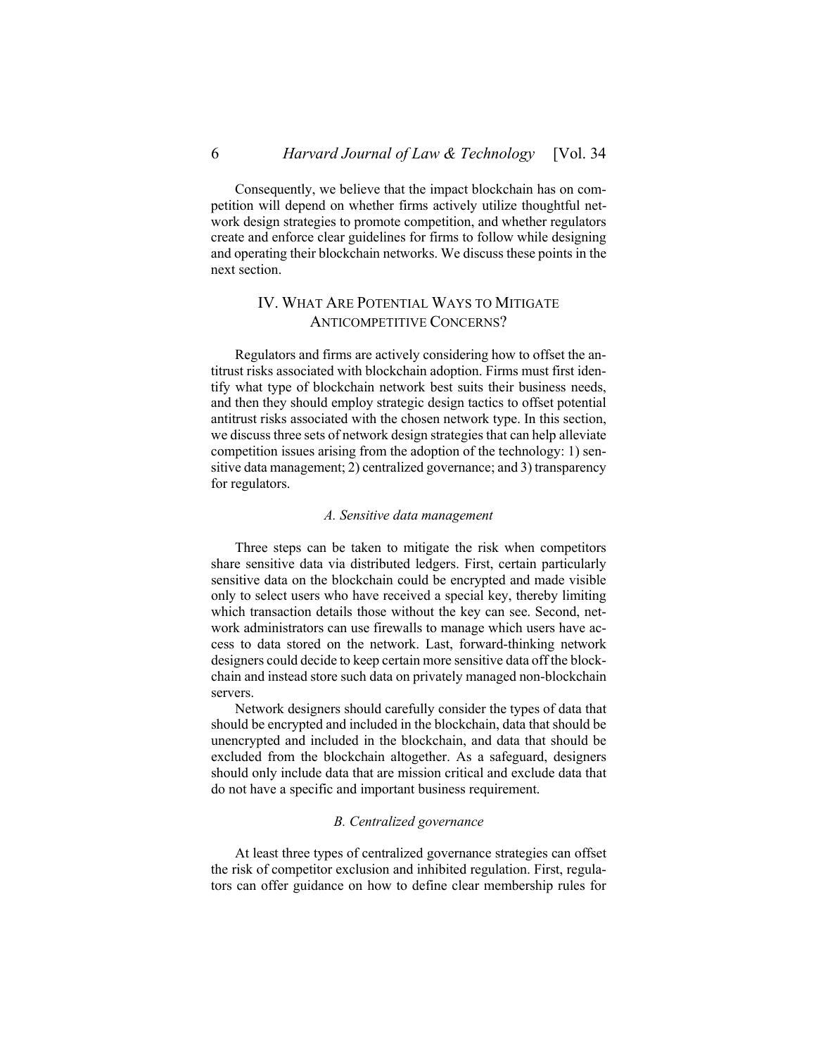Consequently, we believe that the impact blockchain has on competition will depend on whether firms actively utilize thoughtful network design strategies to promote competition, and whether regulators create and enforce clear guidelines for firms to follow while designing and operating their blockchain networks. We discuss these points in the next section.

## IV. What Are Potential Ways to Mitigate Anticompetitive Concerns?

Regulators and firms are actively considering how to offset the antitrust risks associated with blockchain adoption. Firms must first identify what type of blockchain network best suits their business needs, and then they should employ strategic design tactics to offset potential antitrust risks associated with the chosen network type. In this section, we discuss three sets of network design strategies that can help alleviate competition issues arising from the adoption of the technology: 1) sensitive data management; 2) centralized governance; and 3) transparency for regulators.

### *A. Sensitive data management*

Three steps can be taken to mitigate the risk when competitors share sensitive data via distributed ledgers. First, certain particularly sensitive data on the blockchain could be encrypted and made visible only to select users who have received a special key, thereby limiting which transaction details those without the key can see. Second, network administrators can use firewalls to manage which users have access to data stored on the network. Last, forward-thinking network designers could decide to keep certain more sensitive data off the blockchain and instead store such data on privately managed non-blockchain servers.

Network designers should carefully consider the types of data that should be encrypted and included in the blockchain, data that should be unencrypted and included in the blockchain, and data that should be excluded from the blockchain altogether. As a safeguard, designers should only include data that are mission critical and exclude data that do not have a specific and important business requirement.

### *B. Centralized governance*

At least three types of centralized governance strategies can offset the risk of competitor exclusion and inhibited regulation. First, regulators can offer guidance on how to define clear membership rules for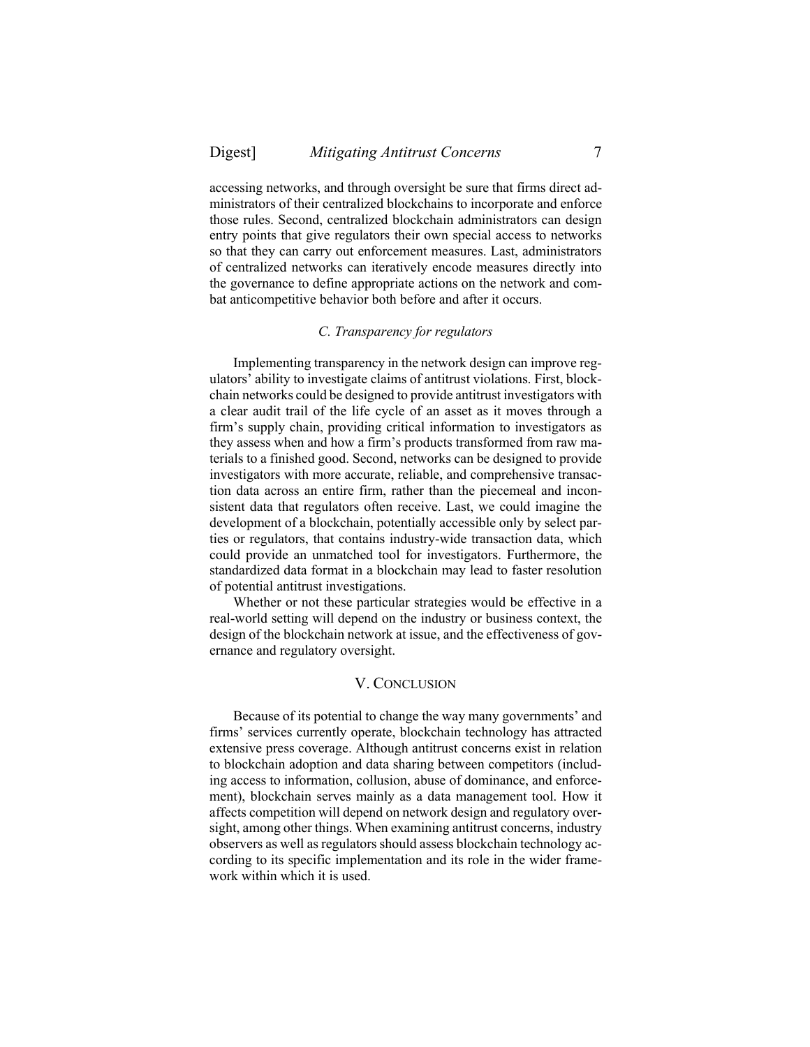accessing networks, and through oversight be sure that firms direct administrators of their centralized blockchains to incorporate and enforce those rules. Second, centralized blockchain administrators can design entry points that give regulators their own special access to networks so that they can carry out enforcement measures. Last, administrators of centralized networks can iteratively encode measures directly into the governance to define appropriate actions on the network and combat anticompetitive behavior both before and after it occurs.

### *C. Transparency for regulators*

Implementing transparency in the network design can improve regulators' ability to investigate claims of antitrust violations. First, blockchain networks could be designed to provide antitrust investigators with a clear audit trail of the life cycle of an asset as it moves through a firm's supply chain, providing critical information to investigators as they assess when and how a firm's products transformed from raw materials to a finished good. Second, networks can be designed to provide investigators with more accurate, reliable, and comprehensive transaction data across an entire firm, rather than the piecemeal and inconsistent data that regulators often receive. Last, we could imagine the development of a blockchain, potentially accessible only by select parties or regulators, that contains industry-wide transaction data, which could provide an unmatched tool for investigators. Furthermore, the standardized data format in a blockchain may lead to faster resolution of potential antitrust investigations.

Whether or not these particular strategies would be effective in a real-world setting will depend on the industry or business context, the design of the blockchain network at issue, and the effectiveness of governance and regulatory oversight.

## V. Conclusion

Because of its potential to change the way many governments' and firms' services currently operate, blockchain technology has attracted extensive press coverage. Although antitrust concerns exist in relation to blockchain adoption and data sharing between competitors (including access to information, collusion, abuse of dominance, and enforcement), blockchain serves mainly as a data management tool. How it affects competition will depend on network design and regulatory oversight, among other things. When examining antitrust concerns, industry observers as well as regulators should assess blockchain technology according to its specific implementation and its role in the wider framework within which it is used.